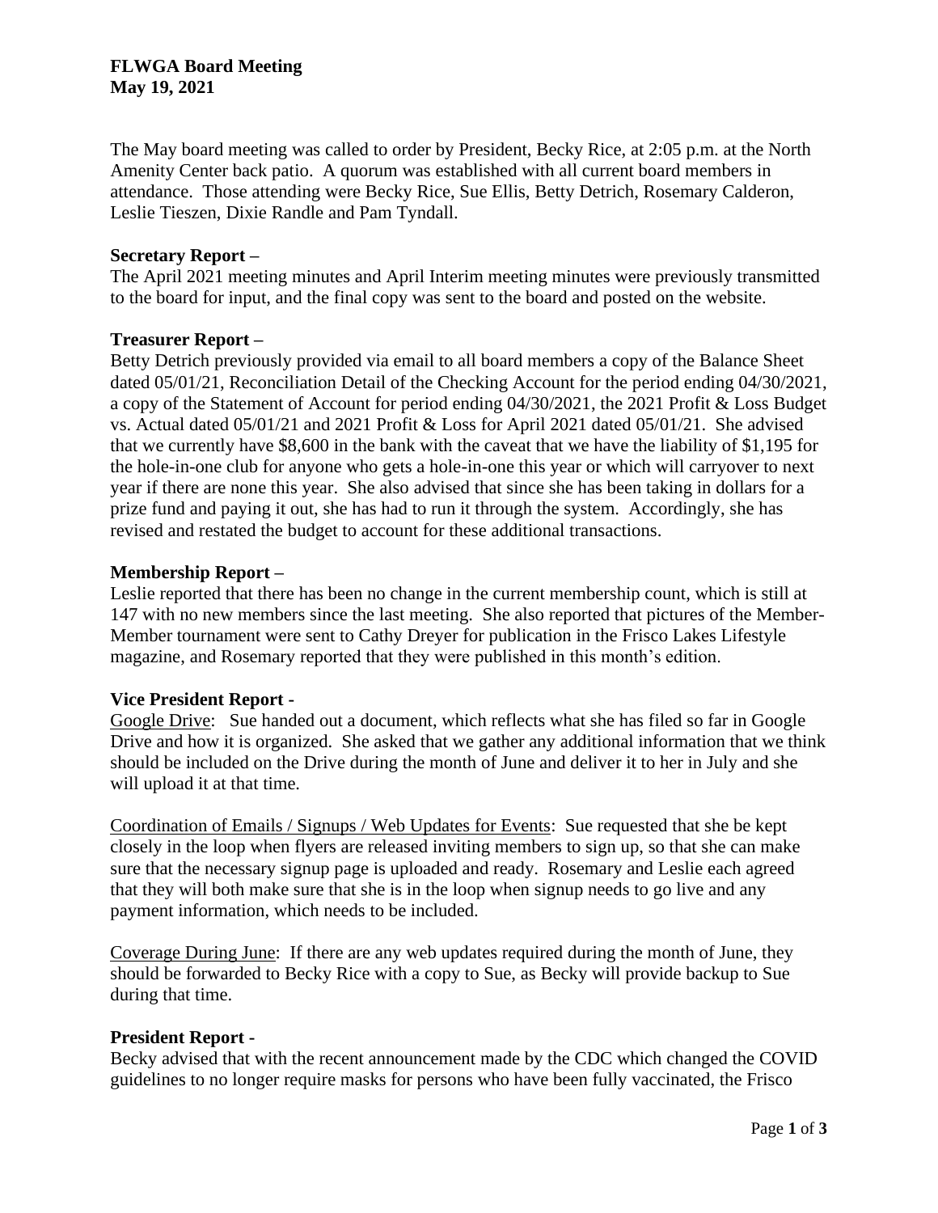**FLWGA Board Meeting**
**May 19, 2021**

The May board meeting was called to order by President, Becky Rice, at 2:05 p.m. at the North Amenity Center back patio. A quorum was established with all current board members in attendance. Those attending were Becky Rice, Sue Ellis, Betty Detrich, Rosemary Calderon, Leslie Tieszen, Dixie Randle and Pam Tyndall.

**Secretary Report –**
The April 2021 meeting minutes and April Interim meeting minutes were previously transmitted to the board for input, and the final copy was sent to the board and posted on the website.

**Treasurer Report –**
Betty Detrich previously provided via email to all board members a copy of the Balance Sheet dated 05/01/21, Reconciliation Detail of the Checking Account for the period ending 04/30/2021, a copy of the Statement of Account for period ending 04/30/2021, the 2021 Profit & Loss Budget vs. Actual dated 05/01/21 and 2021 Profit & Loss for April 2021 dated 05/01/21. She advised that we currently have $8,600 in the bank with the caveat that we have the liability of $1,195 for the hole-in-one club for anyone who gets a hole-in-one this year or which will carryover to next year if there are none this year. She also advised that since she has been taking in dollars for a prize fund and paying it out, she has had to run it through the system. Accordingly, she has revised and restated the budget to account for these additional transactions.

**Membership Report –**
Leslie reported that there has been no change in the current membership count, which is still at 147 with no new members since the last meeting. She also reported that pictures of the Member-Member tournament were sent to Cathy Dreyer for publication in the Frisco Lakes Lifestyle magazine, and Rosemary reported that they were published in this month's edition.

**Vice President Report -**
Google Drive: Sue handed out a document, which reflects what she has filed so far in Google Drive and how it is organized. She asked that we gather any additional information that we think should be included on the Drive during the month of June and deliver it to her in July and she will upload it at that time.

Coordination of Emails / Signups / Web Updates for Events: Sue requested that she be kept closely in the loop when flyers are released inviting members to sign up, so that she can make sure that the necessary signup page is uploaded and ready. Rosemary and Leslie each agreed that they will both make sure that she is in the loop when signup needs to go live and any payment information, which needs to be included.

Coverage During June: If there are any web updates required during the month of June, they should be forwarded to Becky Rice with a copy to Sue, as Becky will provide backup to Sue during that time.

**President Report -**
Becky advised that with the recent announcement made by the CDC which changed the COVID guidelines to no longer require masks for persons who have been fully vaccinated, the Frisco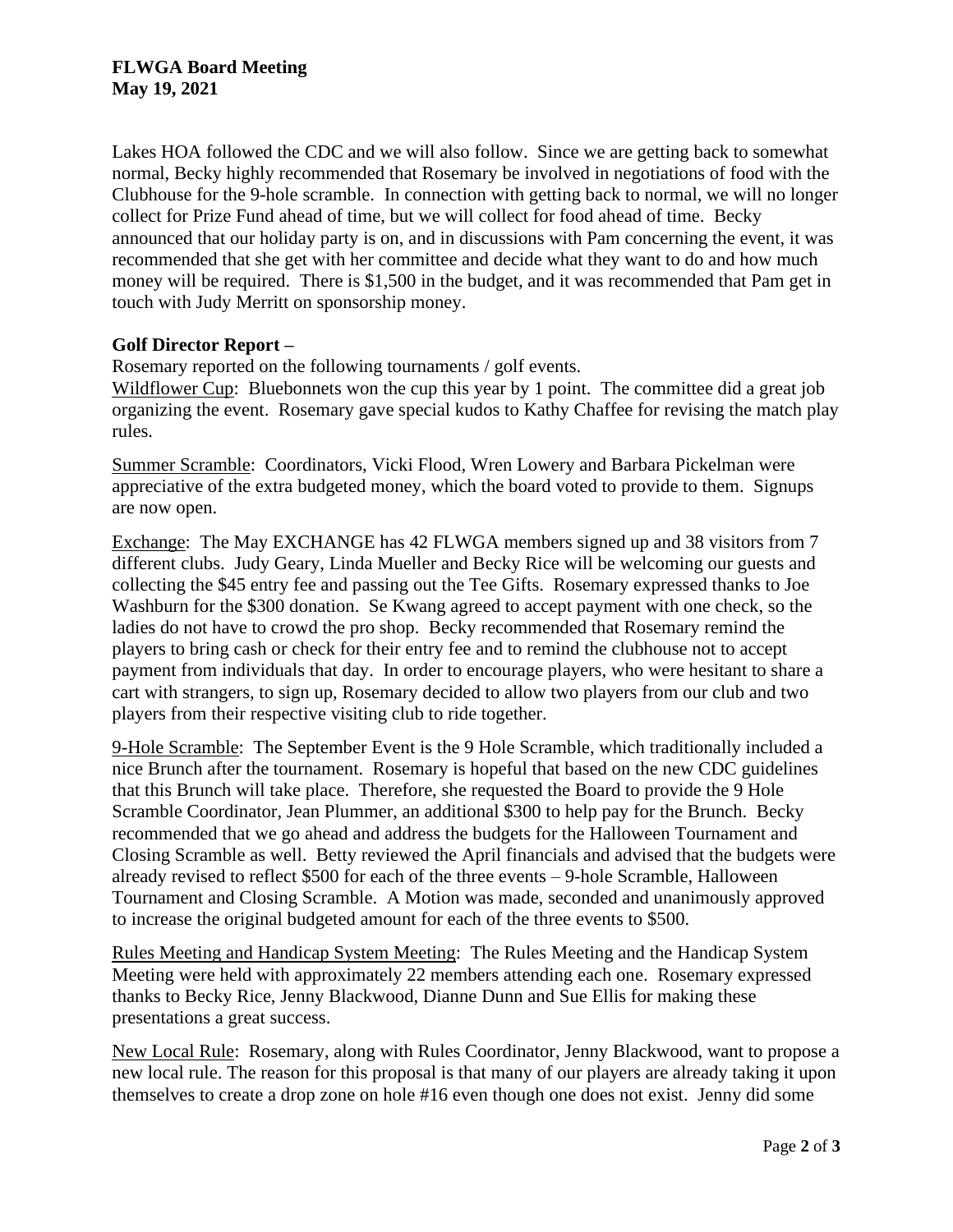Lakes HOA followed the CDC and we will also follow. Since we are getting back to somewhat normal, Becky highly recommended that Rosemary be involved in negotiations of food with the Clubhouse for the 9-hole scramble. In connection with getting back to normal, we will no longer collect for Prize Fund ahead of time, but we will collect for food ahead of time. Becky announced that our holiday party is on, and in discussions with Pam concerning the event, it was recommended that she get with her committee and decide what they want to do and how much money will be required. There is $1,500 in the budget, and it was recommended that Pam get in touch with Judy Merritt on sponsorship money.

**Golf Director Report –**

Rosemary reported on the following tournaments / golf events.

Wildflower Cup: Bluebonnets won the cup this year by 1 point. The committee did a great job organizing the event. Rosemary gave special kudos to Kathy Chaffee for revising the match play rules.

Summer Scramble: Coordinators, Vicki Flood, Wren Lowery and Barbara Pickelman were appreciative of the extra budgeted money, which the board voted to provide to them. Signups are now open.

Exchange: The May EXCHANGE has 42 FLWGA members signed up and 38 visitors from 7 different clubs. Judy Geary, Linda Mueller and Becky Rice will be welcoming our guests and collecting the $45 entry fee and passing out the Tee Gifts. Rosemary expressed thanks to Joe Washburn for the $300 donation. Se Kwang agreed to accept payment with one check, so the ladies do not have to crowd the pro shop. Becky recommended that Rosemary remind the players to bring cash or check for their entry fee and to remind the clubhouse not to accept payment from individuals that day. In order to encourage players, who were hesitant to share a cart with strangers, to sign up, Rosemary decided to allow two players from our club and two players from their respective visiting club to ride together.

9-Hole Scramble: The September Event is the 9 Hole Scramble, which traditionally included a nice Brunch after the tournament. Rosemary is hopeful that based on the new CDC guidelines that this Brunch will take place. Therefore, she requested the Board to provide the 9 Hole Scramble Coordinator, Jean Plummer, an additional $300 to help pay for the Brunch. Becky recommended that we go ahead and address the budgets for the Halloween Tournament and Closing Scramble as well. Betty reviewed the April financials and advised that the budgets were already revised to reflect $500 for each of the three events – 9-hole Scramble, Halloween Tournament and Closing Scramble. A Motion was made, seconded and unanimously approved to increase the original budgeted amount for each of the three events to $500.

Rules Meeting and Handicap System Meeting: The Rules Meeting and the Handicap System Meeting were held with approximately 22 members attending each one. Rosemary expressed thanks to Becky Rice, Jenny Blackwood, Dianne Dunn and Sue Ellis for making these presentations a great success.

New Local Rule: Rosemary, along with Rules Coordinator, Jenny Blackwood, want to propose a new local rule. The reason for this proposal is that many of our players are already taking it upon themselves to create a drop zone on hole #16 even though one does not exist. Jenny did some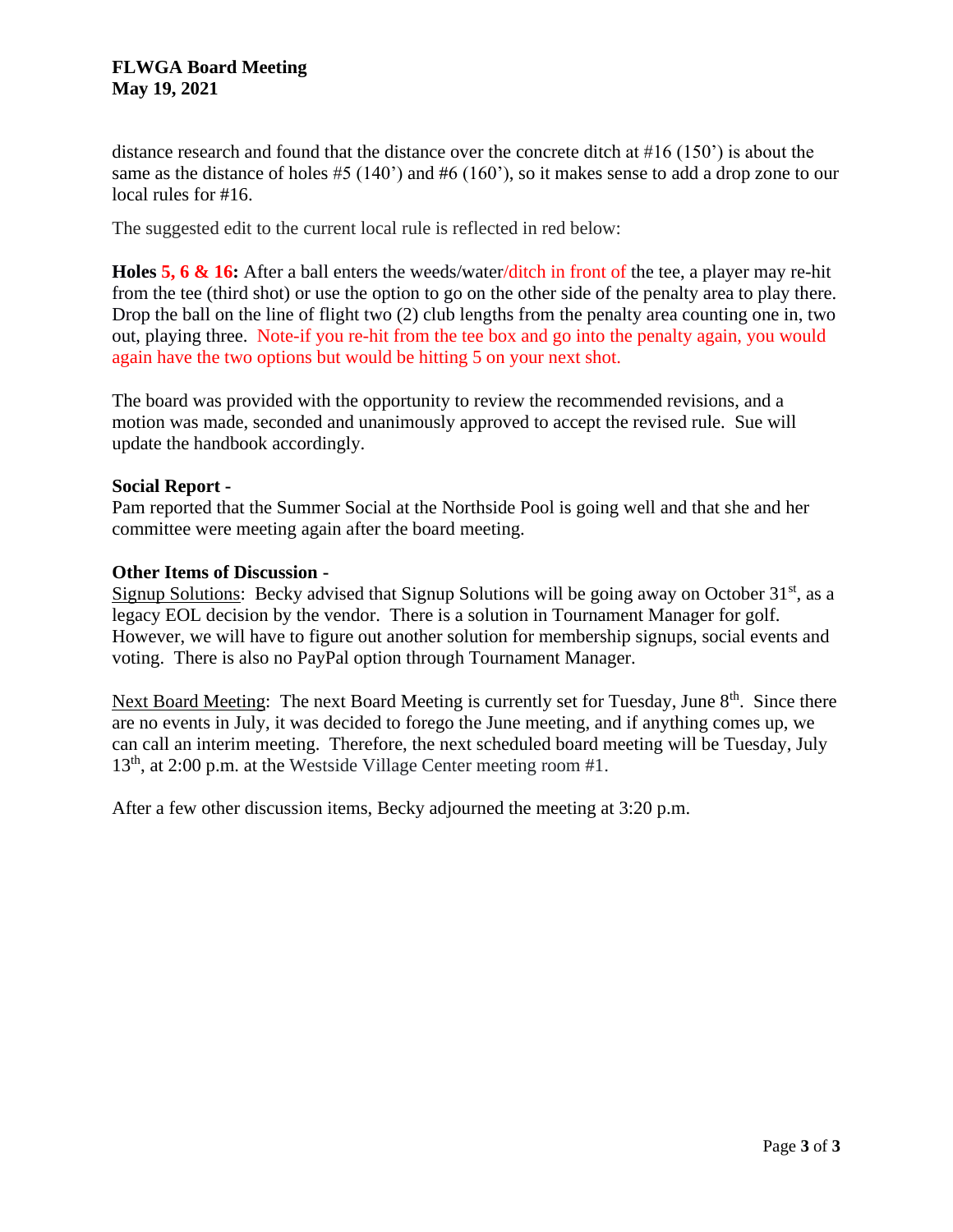distance research and found that the distance over the concrete ditch at #16 (150') is about the same as the distance of holes #5 (140') and #6 (160'), so it makes sense to add a drop zone to our local rules for #16.

The suggested edit to the current local rule is reflected in red below:

**Holes 5, 6 & 16:** After a ball enters the weeds/water/ditch in front of the tee, a player may re-hit from the tee (third shot) or use the option to go on the other side of the penalty area to play there. Drop the ball on the line of flight two (2) club lengths from the penalty area counting one in, two out, playing three. Note-if you re-hit from the tee box and go into the penalty again, you would again have the two options but would be hitting 5 on your next shot.

The board was provided with the opportunity to review the recommended revisions, and a motion was made, seconded and unanimously approved to accept the revised rule. Sue will update the handbook accordingly.

**Social Report -**

Pam reported that the Summer Social at the Northside Pool is going well and that she and her committee were meeting again after the board meeting.

**Other Items of Discussion -**

Signup Solutions: Becky advised that Signup Solutions will be going away on October 31st, as a legacy EOL decision by the vendor. There is a solution in Tournament Manager for golf. However, we will have to figure out another solution for membership signups, social events and voting. There is also no PayPal option through Tournament Manager.

Next Board Meeting: The next Board Meeting is currently set for Tuesday, June 8th. Since there are no events in July, it was decided to forego the June meeting, and if anything comes up, we can call an interim meeting. Therefore, the next scheduled board meeting will be Tuesday, July 13th, at 2:00 p.m. at the Westside Village Center meeting room #1.

After a few other discussion items, Becky adjourned the meeting at 3:20 p.m.